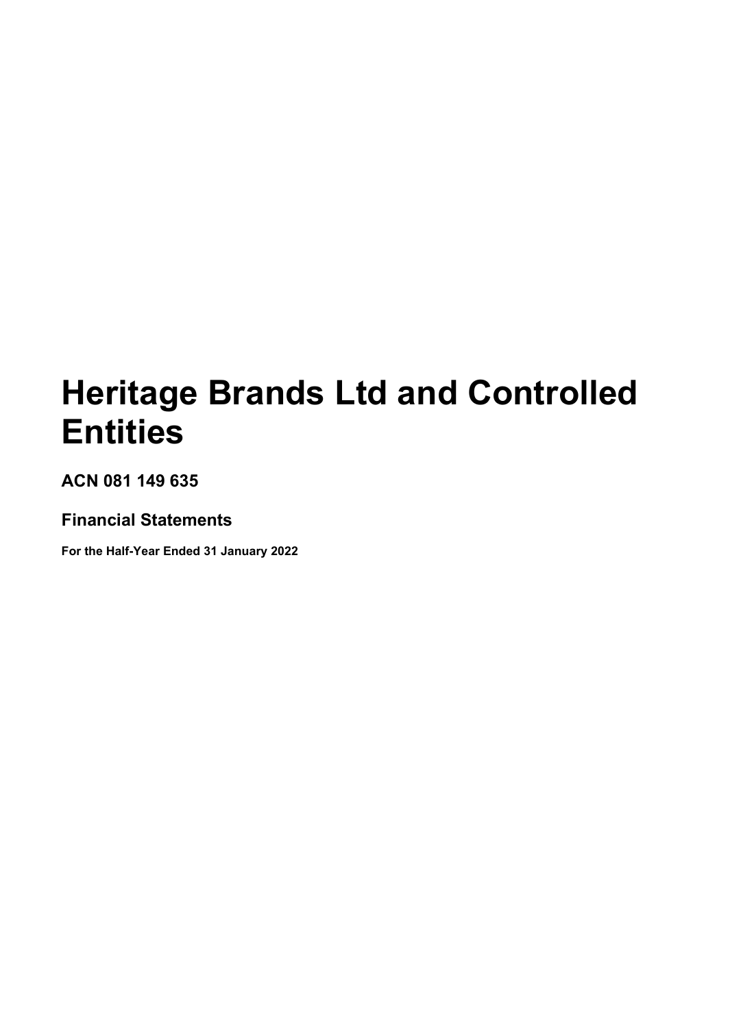# Heritage Brands Ltd and Controlled Entities

## ACN 081 149 635

### Financial Statements

**For the Half-Year Ended 31 January 2022**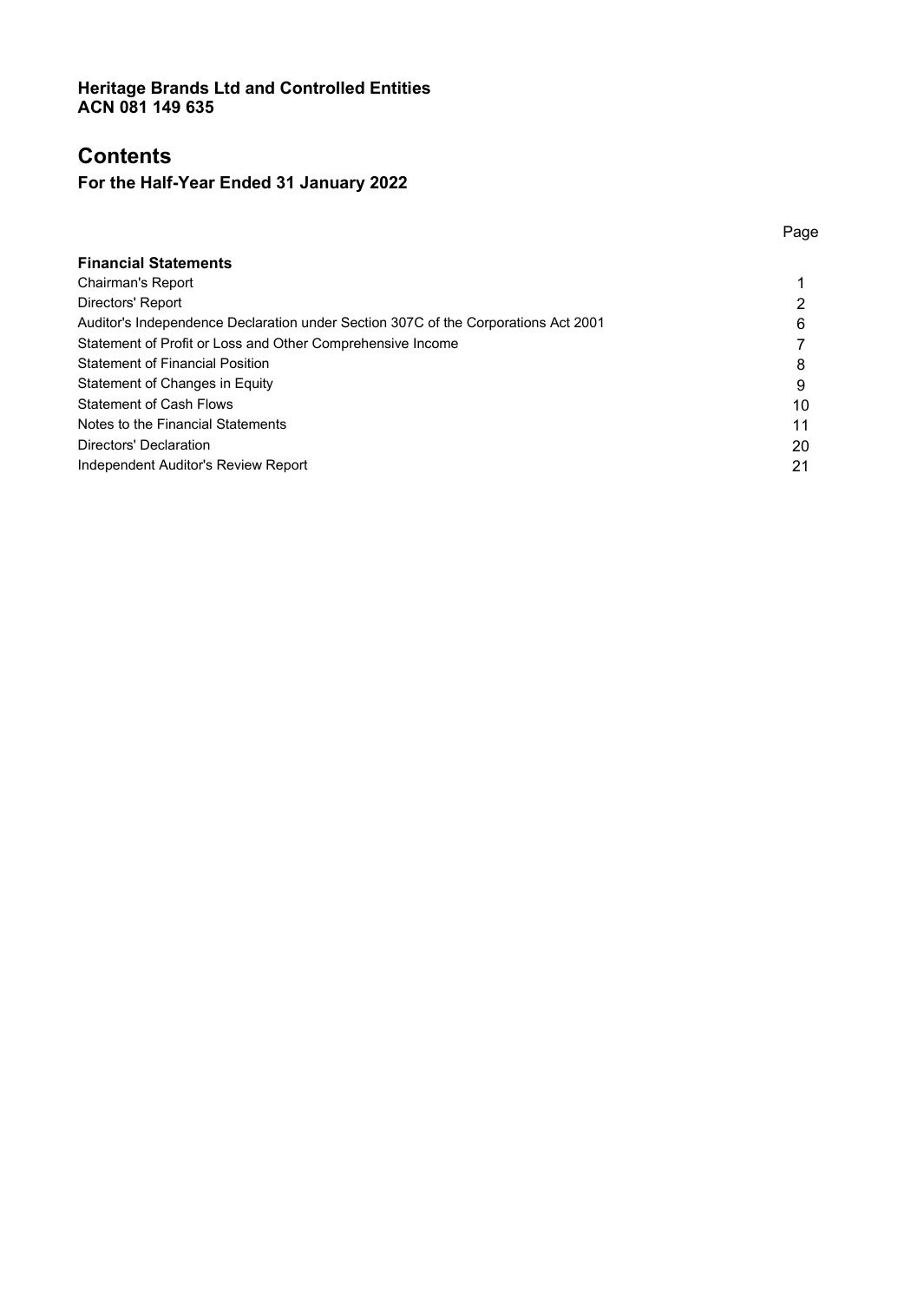**Heritage Brands Ltd and Controlled Entities**
**ACN 081 149 635**

# Contents

## For the Half-Year Ended 31 January 2022

| | Page |
|---|---|
| **Financial Statements** | |
| Chairman's Report | 1 |
| Directors' Report | 2 |
| Auditor's Independence Declaration under Section 307C of the Corporations Act 2001 | 6 |
| Statement of Profit or Loss and Other Comprehensive Income | 7 |
| Statement of Financial Position | 8 |
| Statement of Changes in Equity | 9 |
| Statement of Cash Flows | 10 |
| Notes to the Financial Statements | 11 |
| Directors' Declaration | 20 |
| Independent Auditor's Review Report | 21 |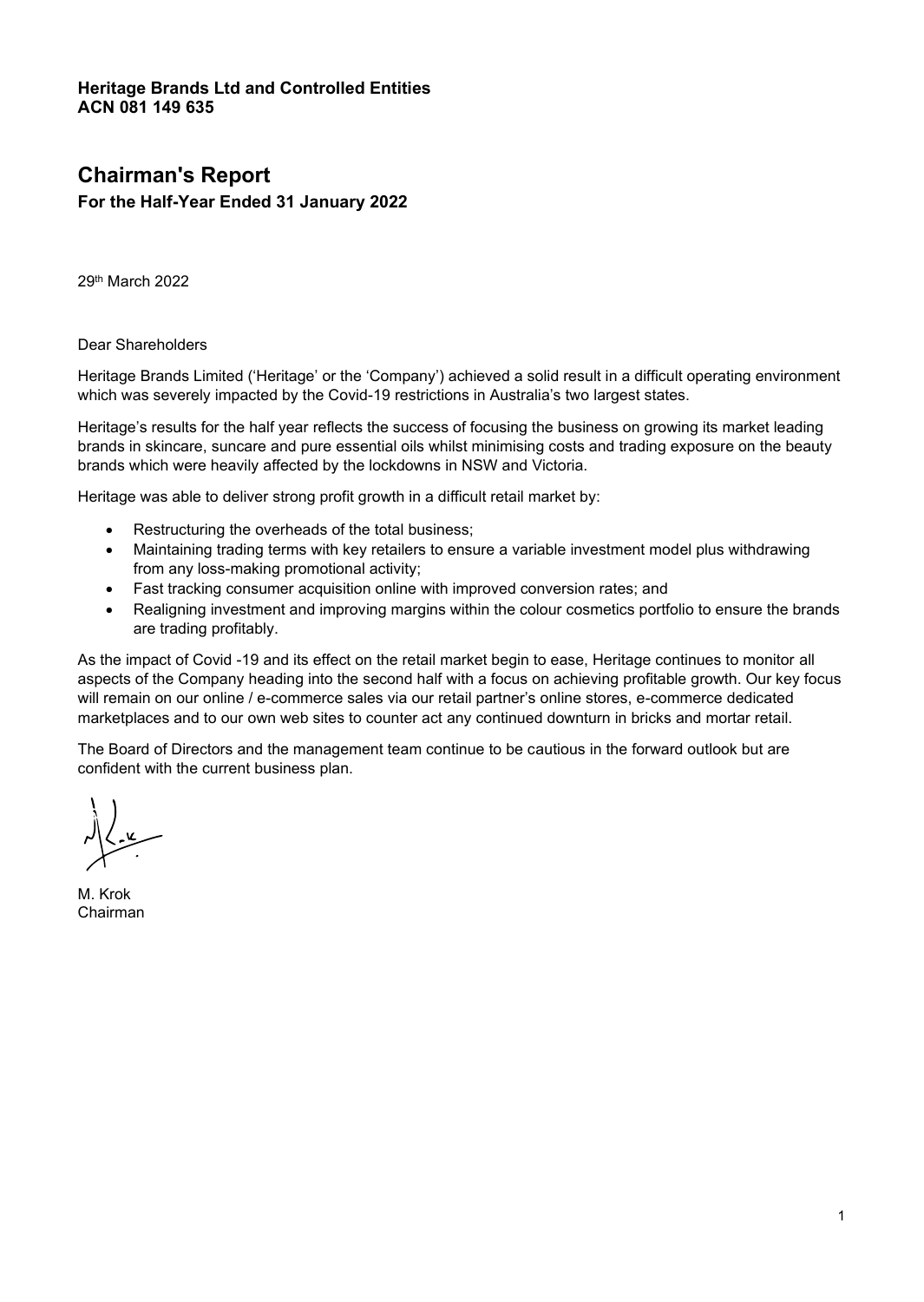**Heritage Brands Ltd and Controlled Entities**
**ACN 081 149 635**

# Chairman's Report

**For the Half-Year Ended 31 January 2022**

29th March 2022

Dear Shareholders

Heritage Brands Limited ('Heritage' or the 'Company') achieved a solid result in a difficult operating environment which was severely impacted by the Covid-19 restrictions in Australia's two largest states.

Heritage's results for the half year reflects the success of focusing the business on growing its market leading brands in skincare, suncare and pure essential oils whilst minimising costs and trading exposure on the beauty brands which were heavily affected by the lockdowns in NSW and Victoria.

Heritage was able to deliver strong profit growth in a difficult retail market by:

- Restructuring the overheads of the total business;
- Maintaining trading terms with key retailers to ensure a variable investment model plus withdrawing from any loss-making promotional activity;
- Fast tracking consumer acquisition online with improved conversion rates; and
- Realigning investment and improving margins within the colour cosmetics portfolio to ensure the brands are trading profitably.

As the impact of Covid -19 and its effect on the retail market begin to ease, Heritage continues to monitor all aspects of the Company heading into the second half with a focus on achieving profitable growth. Our key focus will remain on our online / e-commerce sales via our retail partner's online stores, e-commerce dedicated marketplaces and to our own web sites to counter act any continued downturn in bricks and mortar retail.

The Board of Directors and the management team continue to be cautious in the forward outlook but are confident with the current business plan.

M. Krok
Chairman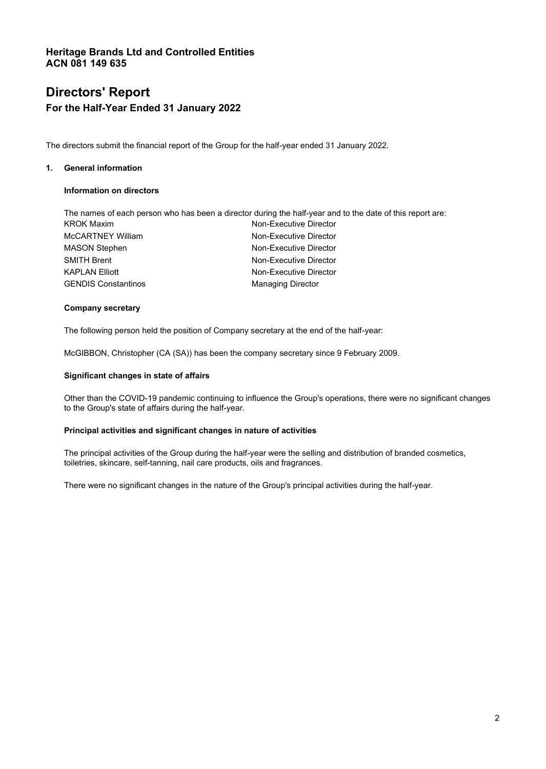**Heritage Brands Ltd and Controlled Entities**
**ACN 081 149 635**

# Directors' Report

## For the Half-Year Ended 31 January 2022

The directors submit the financial report of the Group for the half-year ended 31 January 2022.

### 1. General information

#### Information on directors

The names of each person who has been a director during the half-year and to the date of this report are:

| | |
|---|---|
| KROK Maxim | Non-Executive Director |
| McCARTNEY William | Non-Executive Director |
| MASON Stephen | Non-Executive Director |
| SMITH Brent | Non-Executive Director |
| KAPLAN Elliott | Non-Executive Director |
| GENDIS Constantinos | Managing Director |

#### Company secretary

The following person held the position of Company secretary at the end of the half-year:

McGIBBON, Christopher (CA (SA)) has been the company secretary since 9 February 2009.

#### Significant changes in state of affairs

Other than the COVID-19 pandemic continuing to influence the Group's operations, there were no significant changes to the Group's state of affairs during the half-year.

#### Principal activities and significant changes in nature of activities

The principal activities of the Group during the half-year were the selling and distribution of branded cosmetics, toiletries, skincare, self-tanning, nail care products, oils and fragrances.

There were no significant changes in the nature of the Group's principal activities during the half-year.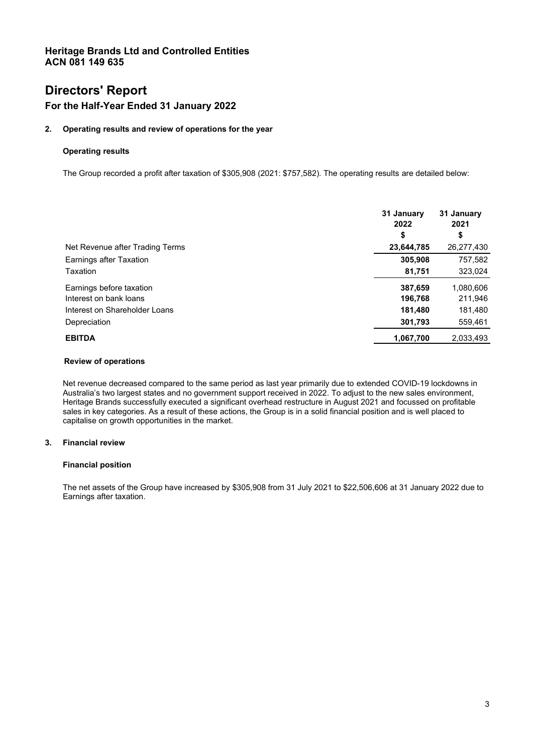**Heritage Brands Ltd and Controlled Entities**
**ACN 081 149 635**

# Directors' Report

## For the Half-Year Ended 31 January 2022

### 2. Operating results and review of operations for the year

**Operating results**

The Group recorded a profit after taxation of $305,908 (2021: $757,582). The operating results are detailed below:

| | 31 January 2022 $ | 31 January 2021 $ |
|---|---|---|
| Net Revenue after Trading Terms | **23,644,785** | 26,277,430 |
| Earnings after Taxation | **305,908** | 757,582 |
| Taxation | **81,751** | 323,024 |
| Earnings before taxation | **387,659** | 1,080,606 |
| Interest on bank loans | **196,768** | 211,946 |
| Interest on Shareholder Loans | **181,480** | 181,480 |
| Depreciation | **301,793** | 559,461 |
| **EBITDA** | **1,067,700** | 2,033,493 |

**Review of operations**

Net revenue decreased compared to the same period as last year primarily due to extended COVID-19 lockdowns in Australia's two largest states and no government support received in 2022. To adjust to the new sales environment, Heritage Brands successfully executed a significant overhead restructure in August 2021 and focussed on profitable sales in key categories. As a result of these actions, the Group is in a solid financial position and is well placed to capitalise on growth opportunities in the market.

### 3. Financial review

**Financial position**

The net assets of the Group have increased by $305,908 from 31 July 2021 to $22,506,606 at 31 January 2022 due to Earnings after taxation.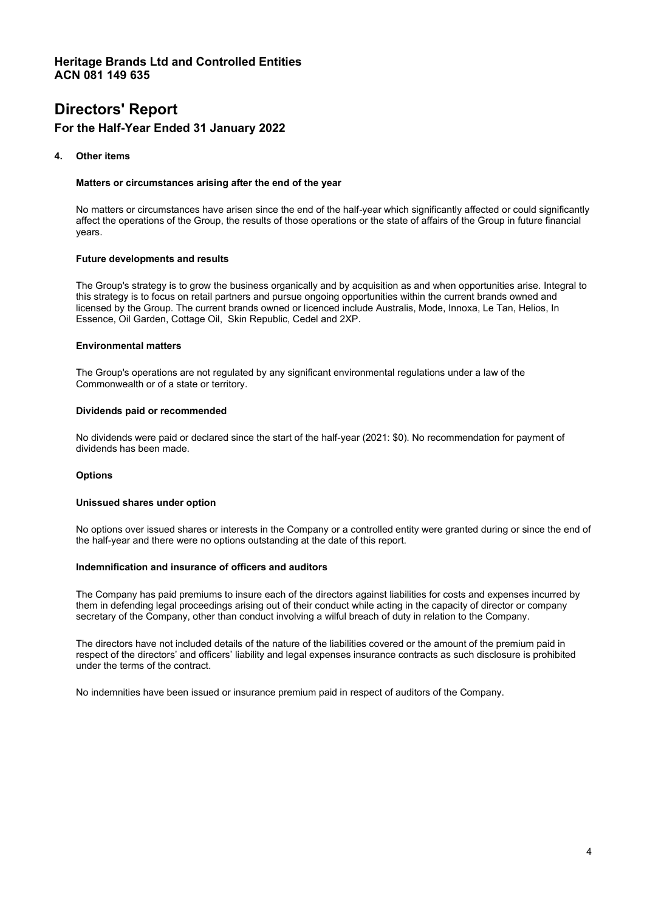# Heritage Brands Ltd and Controlled Entities
# ACN 081 149 635

# Directors' Report

## For the Half-Year Ended 31 January 2022

### 4. Other items

**Matters or circumstances arising after the end of the year**

No matters or circumstances have arisen since the end of the half-year which significantly affected or could significantly affect the operations of the Group, the results of those operations or the state of affairs of the Group in future financial years.

**Future developments and results**

The Group's strategy is to grow the business organically and by acquisition as and when opportunities arise. Integral to this strategy is to focus on retail partners and pursue ongoing opportunities within the current brands owned and licensed by the Group. The current brands owned or licenced include Australis, Mode, Innoxa, Le Tan, Helios, In Essence, Oil Garden, Cottage Oil, Skin Republic, Cedel and 2XP.

**Environmental matters**

The Group's operations are not regulated by any significant environmental regulations under a law of the Commonwealth or of a state or territory.

**Dividends paid or recommended**

No dividends were paid or declared since the start of the half-year (2021: $0). No recommendation for payment of dividends has been made.

**Options**

**Unissued shares under option**

No options over issued shares or interests in the Company or a controlled entity were granted during or since the end of the half-year and there were no options outstanding at the date of this report.

**Indemnification and insurance of officers and auditors**

The Company has paid premiums to insure each of the directors against liabilities for costs and expenses incurred by them in defending legal proceedings arising out of their conduct while acting in the capacity of director or company secretary of the Company, other than conduct involving a wilful breach of duty in relation to the Company.

The directors have not included details of the nature of the liabilities covered or the amount of the premium paid in respect of the directors' and officers' liability and legal expenses insurance contracts as such disclosure is prohibited under the terms of the contract.

No indemnities have been issued or insurance premium paid in respect of auditors of the Company.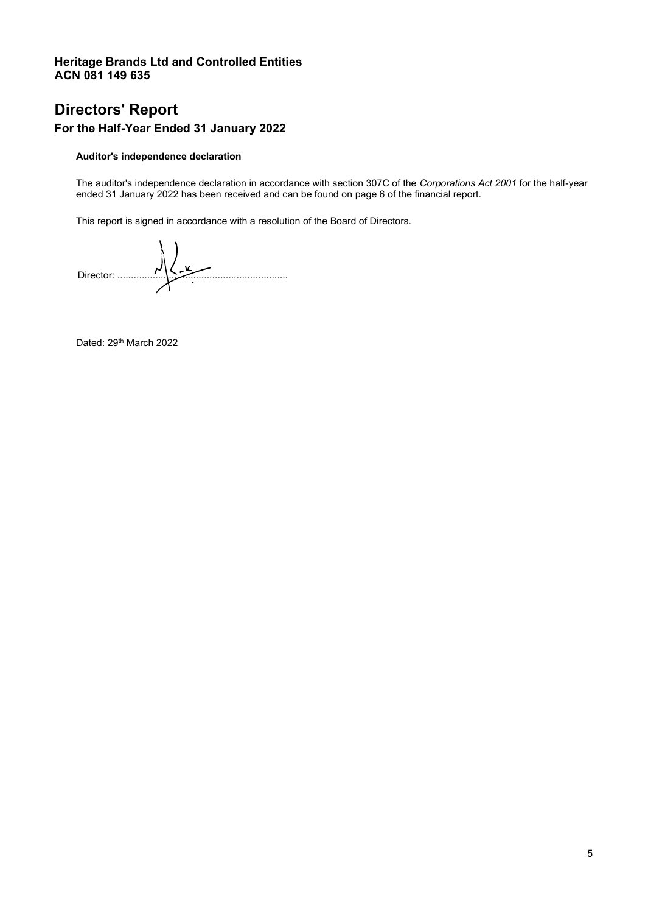**Heritage Brands Ltd and Controlled Entities**
**ACN 081 149 635**

# Directors' Report

## For the Half-Year Ended 31 January 2022

**Auditor's independence declaration**

The auditor's independence declaration in accordance with section 307C of the *Corporations Act 2001* for the half-year ended 31 January 2022 has been received and can be found on page 6 of the financial report.

This report is signed in accordance with a resolution of the Board of Directors.

Director: ...............................................................

Dated: 29th March 2022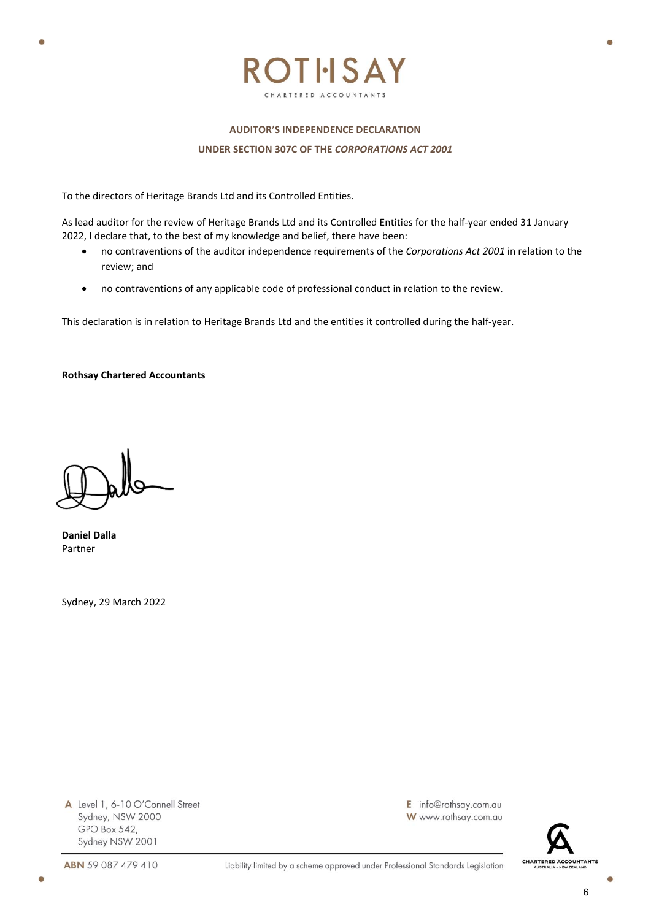# ROTHSAY

CHARTERED ACCOUNTANTS

**AUDITOR'S INDEPENDENCE DECLARATION**

**UNDER SECTION 307C OF THE *CORPORATIONS ACT 2001***

To the directors of Heritage Brands Ltd and its Controlled Entities.

As lead auditor for the review of Heritage Brands Ltd and its Controlled Entities for the half-year ended 31 January 2022, I declare that, to the best of my knowledge and belief, there have been:

- no contraventions of the auditor independence requirements of the *Corporations Act 2001* in relation to the review; and
- no contraventions of any applicable code of professional conduct in relation to the review.

This declaration is in relation to Heritage Brands Ltd and the entities it controlled during the half-year.

**Rothsay Chartered Accountants**

**Daniel Dalla**
Partner

Sydney, 29 March 2022

A Level 1, 6-10 O'Connell Street
Sydney, NSW 2000
GPO Box 542,
Sydney NSW 2001

E info@rothsay.com.au
W www.rothsay.com.au

**ABN** 59 087 479 410

Liability limited by a scheme approved under Professional Standards Legislation

CHARTERED ACCOUNTANTS AUSTRALIA + NEW ZEALAND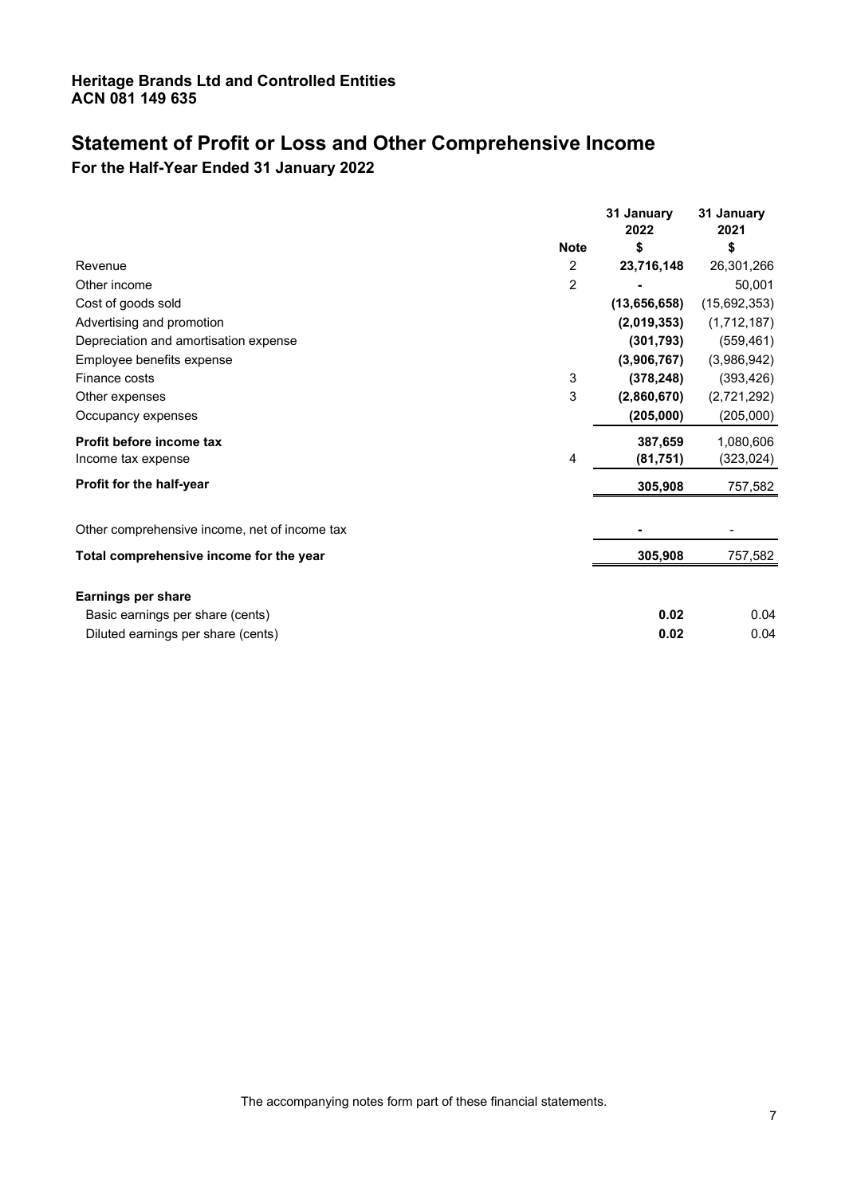**Heritage Brands Ltd and Controlled Entities**
**ACN 081 149 635**

# Statement of Profit or Loss and Other Comprehensive Income

## For the Half-Year Ended 31 January 2022

| | Note | 31 January 2022 $ | 31 January 2021 $ |
|---|---|---|---|
| Revenue | 2 | **23,716,148** | 26,301,266 |
| Other income | 2 | **-** | 50,001 |
| Cost of goods sold | | **(13,656,658)** | (15,692,353) |
| Advertising and promotion | | **(2,019,353)** | (1,712,187) |
| Depreciation and amortisation expense | | **(301,793)** | (559,461) |
| Employee benefits expense | | **(3,906,767)** | (3,986,942) |
| Finance costs | 3 | **(378,248)** | (393,426) |
| Other expenses | 3 | **(2,860,670)** | (2,721,292) |
| Occupancy expenses | | **(205,000)** | (205,000) |
| **Profit before income tax** | | **387,659** | 1,080,606 |
| Income tax expense | 4 | **(81,751)** | (323,024) |
| **Profit for the half-year** | | **305,908** | 757,582 |
| Other comprehensive income, net of income tax | | **-** | - |
| **Total comprehensive income for the year** | | **305,908** | 757,582 |
| **Earnings per share** | | | |
| Basic earnings per share (cents) | | **0.02** | 0.04 |
| Diluted earnings per share (cents) | | **0.02** | 0.04 |

The accompanying notes form part of these financial statements.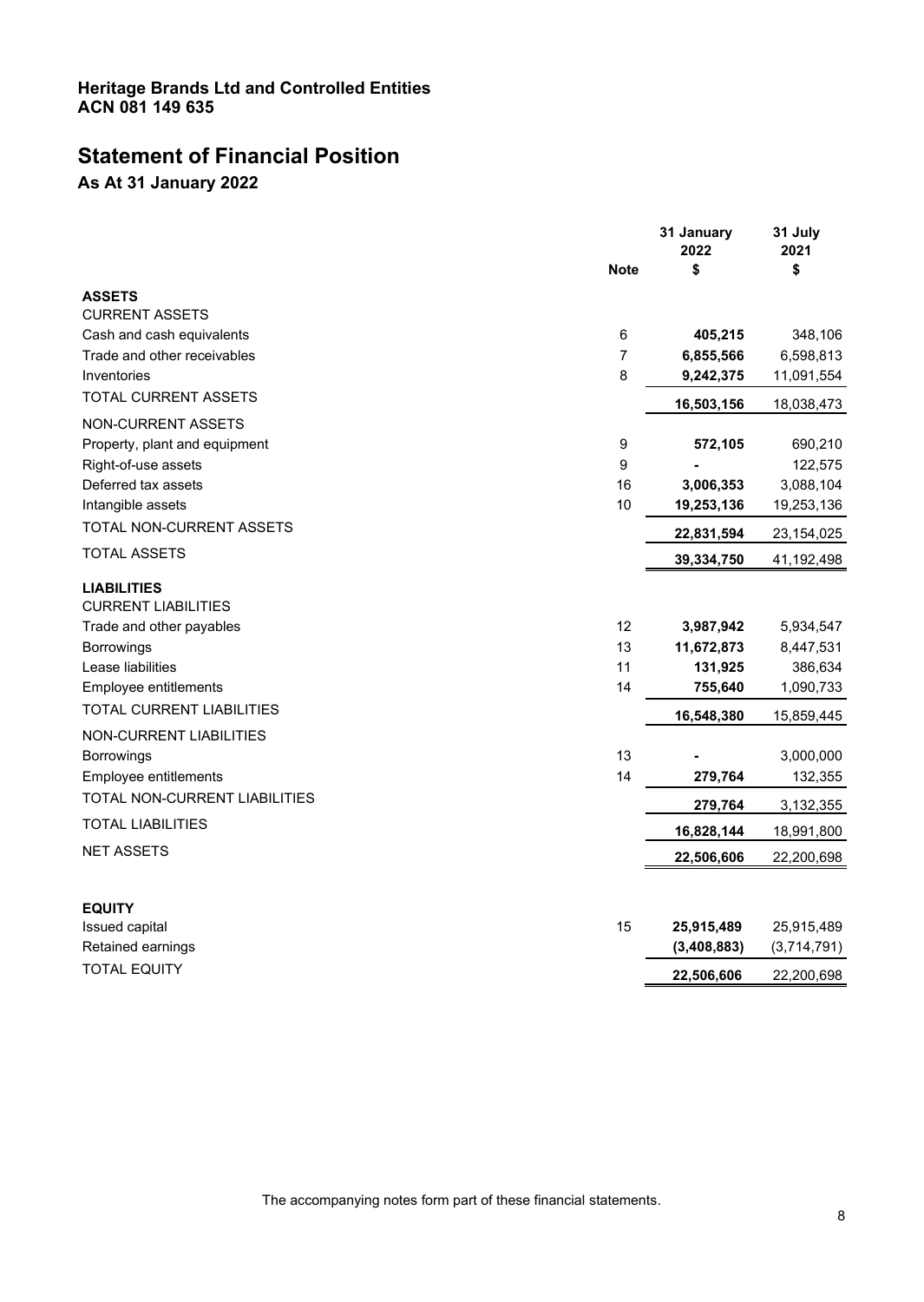**Heritage Brands Ltd and Controlled Entities**
**ACN 081 149 635**

# Statement of Financial Position

## As At 31 January 2022

| | Note | 31 January 2022 $ | 31 July 2021 $ |
|---|---|---|---|
| **ASSETS** | | | |
| CURRENT ASSETS | | | |
| Cash and cash equivalents | 6 | **405,215** | 348,106 |
| Trade and other receivables | 7 | **6,855,566** | 6,598,813 |
| Inventories | 8 | **9,242,375** | 11,091,554 |
| TOTAL CURRENT ASSETS | | **16,503,156** | 18,038,473 |
| NON-CURRENT ASSETS | | | |
| Property, plant and equipment | 9 | **572,105** | 690,210 |
| Right-of-use assets | 9 | **-** | 122,575 |
| Deferred tax assets | 16 | **3,006,353** | 3,088,104 |
| Intangible assets | 10 | **19,253,136** | 19,253,136 |
| TOTAL NON-CURRENT ASSETS | | **22,831,594** | 23,154,025 |
| TOTAL ASSETS | | **39,334,750** | 41,192,498 |
| **LIABILITIES** | | | |
| CURRENT LIABILITIES | | | |
| Trade and other payables | 12 | **3,987,942** | 5,934,547 |
| Borrowings | 13 | **11,672,873** | 8,447,531 |
| Lease liabilities | 11 | **131,925** | 386,634 |
| Employee entitlements | 14 | **755,640** | 1,090,733 |
| TOTAL CURRENT LIABILITIES | | **16,548,380** | 15,859,445 |
| NON-CURRENT LIABILITIES | | | |
| Borrowings | 13 | **-** | 3,000,000 |
| Employee entitlements | 14 | **279,764** | 132,355 |
| TOTAL NON-CURRENT LIABILITIES | | **279,764** | 3,132,355 |
| TOTAL LIABILITIES | | **16,828,144** | 18,991,800 |
| NET ASSETS | | **22,506,606** | 22,200,698 |
| | | | |
| **EQUITY** | | | |
| Issued capital | 15 | **25,915,489** | 25,915,489 |
| Retained earnings | | **(3,408,883)** | (3,714,791) |
| TOTAL EQUITY | | **22,506,606** | 22,200,698 |

The accompanying notes form part of these financial statements.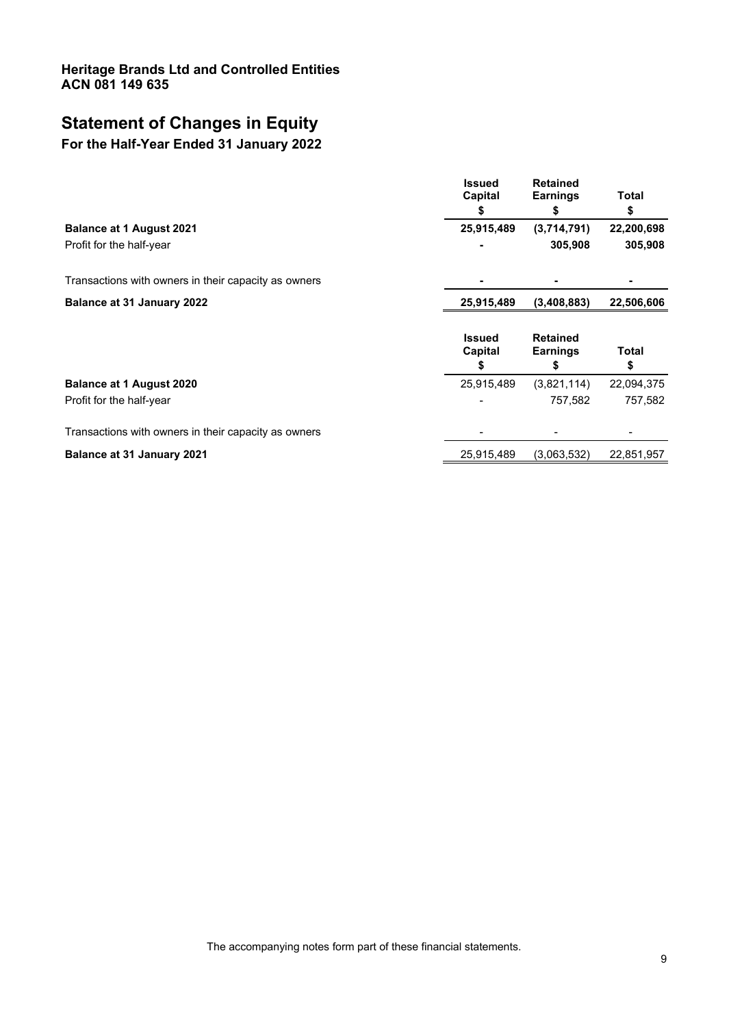**Heritage Brands Ltd and Controlled Entities**
**ACN 081 149 635**

# Statement of Changes in Equity

## For the Half-Year Ended 31 January 2022

| | Issued Capital<br>$ | Retained Earnings<br>$ | Total<br>$ |
|---|---|---|---|
| **Balance at 1 August 2021** | **25,915,489** | **(3,714,791)** | **22,200,698** |
| Profit for the half-year | **-** | **305,908** | **305,908** |
| Transactions with owners in their capacity as owners | **-** | **-** | **-** |
| **Balance at 31 January 2022** | **25,915,489** | **(3,408,883)** | **22,506,606** |

| | Issued Capital<br>$ | Retained Earnings<br>$ | Total<br>$ |
|---|---|---|---|
| **Balance at 1 August 2020** | 25,915,489 | (3,821,114) | 22,094,375 |
| Profit for the half-year | - | 757,582 | 757,582 |
| Transactions with owners in their capacity as owners | - | - | - |
| **Balance at 31 January 2021** | 25,915,489 | (3,063,532) | 22,851,957 |

The accompanying notes form part of these financial statements.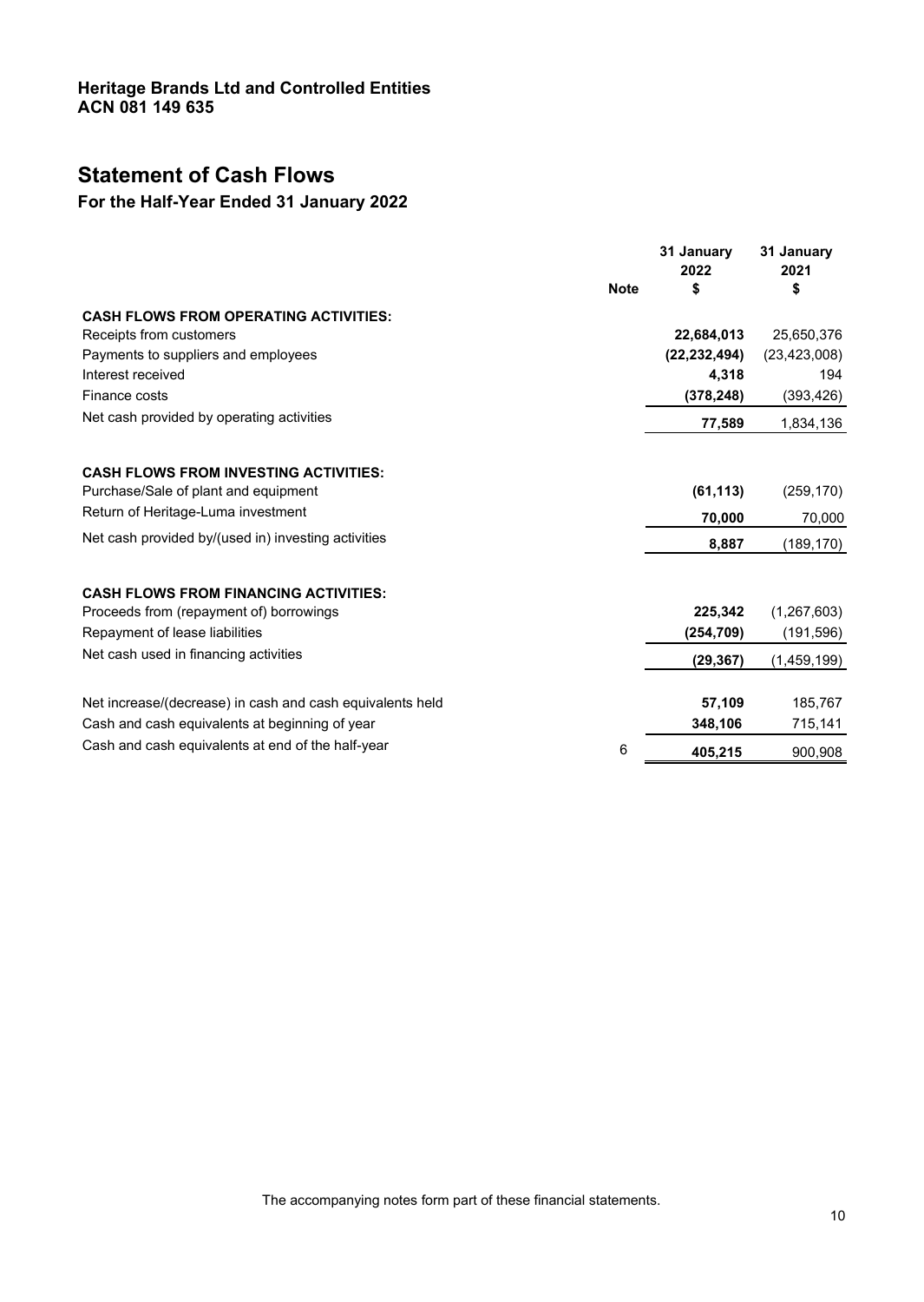**Heritage Brands Ltd and Controlled Entities**
**ACN 081 149 635**

# Statement of Cash Flows

## For the Half-Year Ended 31 January 2022

| | Note | 31 January 2022 $ | 31 January 2021 $ |
|---|---|---|---|
| **CASH FLOWS FROM OPERATING ACTIVITIES:** | | | |
| Receipts from customers | | **22,684,013** | 25,650,376 |
| Payments to suppliers and employees | | **(22,232,494)** | (23,423,008) |
| Interest received | | **4,318** | 194 |
| Finance costs | | **(378,248)** | (393,426) |
| Net cash provided by operating activities | | **77,589** | 1,834,136 |
| | | | |
| **CASH FLOWS FROM INVESTING ACTIVITIES:** | | | |
| Purchase/Sale of plant and equipment | | **(61,113)** | (259,170) |
| Return of Heritage-Luma investment | | **70,000** | 70,000 |
| Net cash provided by/(used in) investing activities | | **8,887** | (189,170) |
| | | | |
| **CASH FLOWS FROM FINANCING ACTIVITIES:** | | | |
| Proceeds from (repayment of) borrowings | | **225,342** | (1,267,603) |
| Repayment of lease liabilities | | **(254,709)** | (191,596) |
| Net cash used in financing activities | | **(29,367)** | (1,459,199) |
| | | | |
| Net increase/(decrease) in cash and cash equivalents held | | **57,109** | 185,767 |
| Cash and cash equivalents at beginning of year | | **348,106** | 715,141 |
| Cash and cash equivalents at end of the half-year | 6 | **405,215** | 900,908 |

The accompanying notes form part of these financial statements.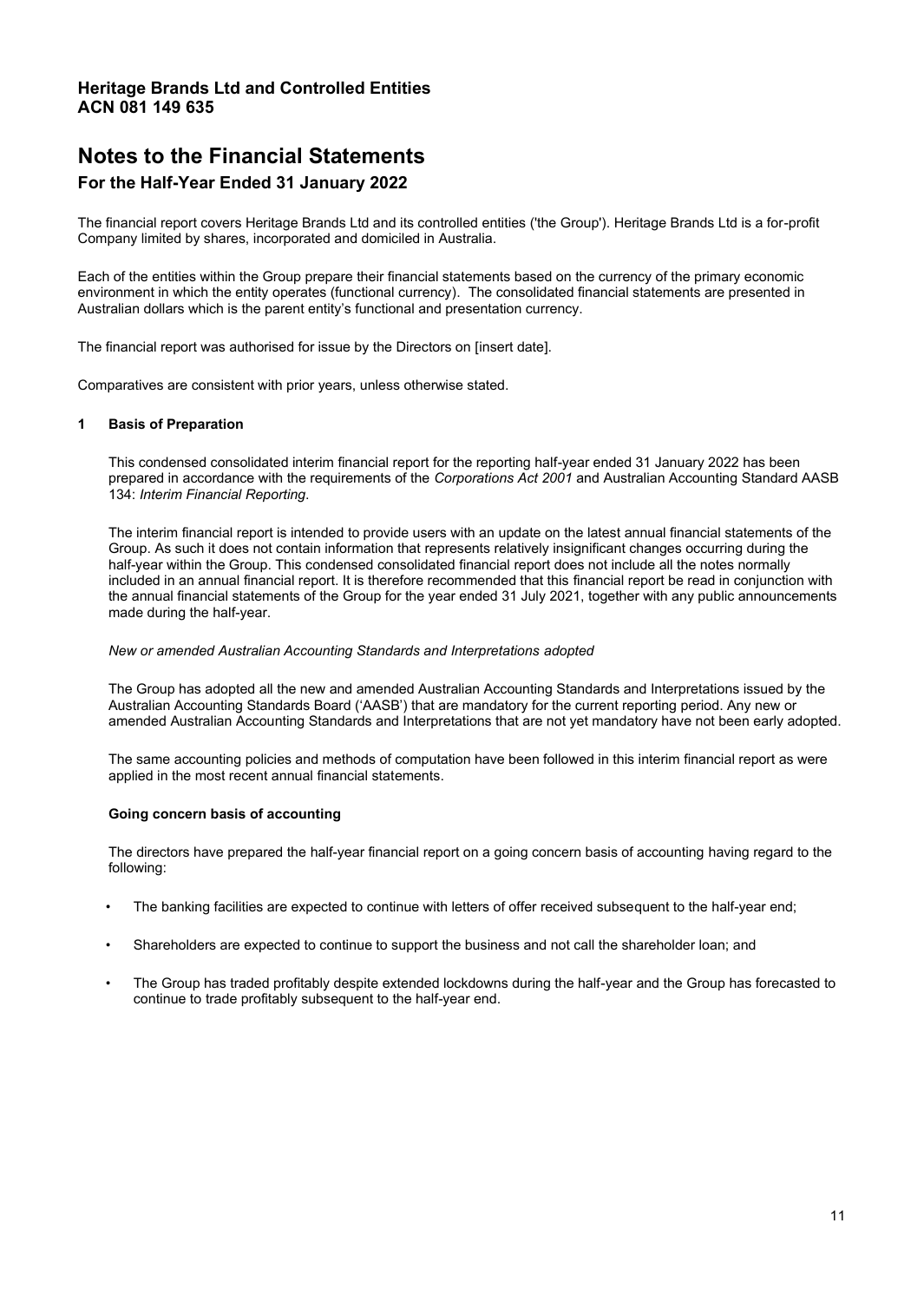**Heritage Brands Ltd and Controlled Entities**
**ACN 081 149 635**

# Notes to the Financial Statements

## For the Half-Year Ended 31 January 2022

The financial report covers Heritage Brands Ltd and its controlled entities ('the Group'). Heritage Brands Ltd is a for-profit Company limited by shares, incorporated and domiciled in Australia.

Each of the entities within the Group prepare their financial statements based on the currency of the primary economic environment in which the entity operates (functional currency). The consolidated financial statements are presented in Australian dollars which is the parent entity's functional and presentation currency.

The financial report was authorised for issue by the Directors on [insert date].

Comparatives are consistent with prior years, unless otherwise stated.

### 1 Basis of Preparation

This condensed consolidated interim financial report for the reporting half-year ended 31 January 2022 has been prepared in accordance with the requirements of the *Corporations Act 2001* and Australian Accounting Standard AASB 134: *Interim Financial Reporting.*

The interim financial report is intended to provide users with an update on the latest annual financial statements of the Group. As such it does not contain information that represents relatively insignificant changes occurring during the half-year within the Group. This condensed consolidated financial report does not include all the notes normally included in an annual financial report. It is therefore recommended that this financial report be read in conjunction with the annual financial statements of the Group for the year ended 31 July 2021, together with any public announcements made during the half-year.

*New or amended Australian Accounting Standards and Interpretations adopted*

The Group has adopted all the new and amended Australian Accounting Standards and Interpretations issued by the Australian Accounting Standards Board ('AASB') that are mandatory for the current reporting period. Any new or amended Australian Accounting Standards and Interpretations that are not yet mandatory have not been early adopted.

The same accounting policies and methods of computation have been followed in this interim financial report as were applied in the most recent annual financial statements.

**Going concern basis of accounting**

The directors have prepared the half-year financial report on a going concern basis of accounting having regard to the following:

- The banking facilities are expected to continue with letters of offer received subsequent to the half-year end;
- Shareholders are expected to continue to support the business and not call the shareholder loan; and
- The Group has traded profitably despite extended lockdowns during the half-year and the Group has forecasted to continue to trade profitably subsequent to the half-year end.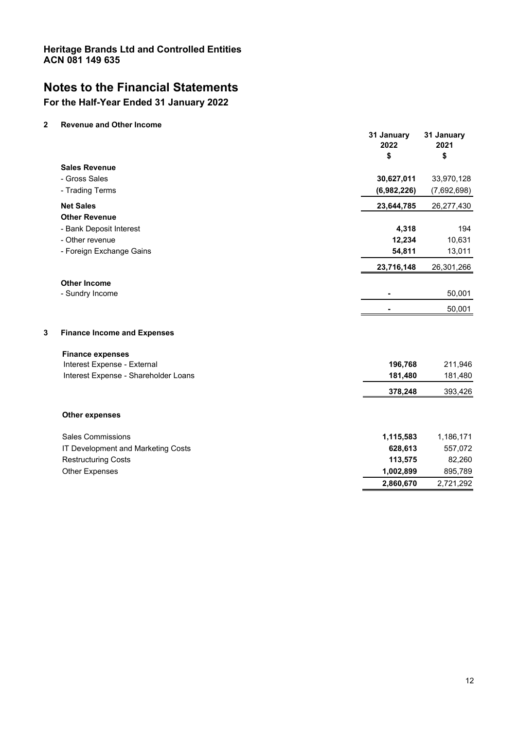**Heritage Brands Ltd and Controlled Entities**
**ACN 081 149 635**

# Notes to the Financial Statements

## For the Half-Year Ended 31 January 2022

### 2 Revenue and Other Income

| | 31 January 2022 $ | 31 January 2021 $ |
|---|---|---|
| **Sales Revenue** | | |
| - Gross Sales | **30,627,011** | 33,970,128 |
| - Trading Terms | **(6,982,226)** | (7,692,698) |
| **Net Sales** | **23,644,785** | 26,277,430 |
| **Other Revenue** | | |
| - Bank Deposit Interest | **4,318** | 194 |
| - Other revenue | **12,234** | 10,631 |
| - Foreign Exchange Gains | **54,811** | 13,011 |
| | **23,716,148** | 26,301,266 |
| **Other Income** | | |
| - Sundry Income | **-** | 50,001 |
| | **-** | 50,001 |

### 3 Finance Income and Expenses

| | 31 January 2022 $ | 31 January 2021 $ |
|---|---|---|
| **Finance expenses** | | |
| Interest Expense - External | **196,768** | 211,946 |
| Interest Expense - Shareholder Loans | **181,480** | 181,480 |
| | **378,248** | 393,426 |
| **Other expenses** | | |
| Sales Commissions | **1,115,583** | 1,186,171 |
| IT Development and Marketing Costs | **628,613** | 557,072 |
| Restructuring Costs | **113,575** | 82,260 |
| Other Expenses | **1,002,899** | 895,789 |
| | **2,860,670** | 2,721,292 |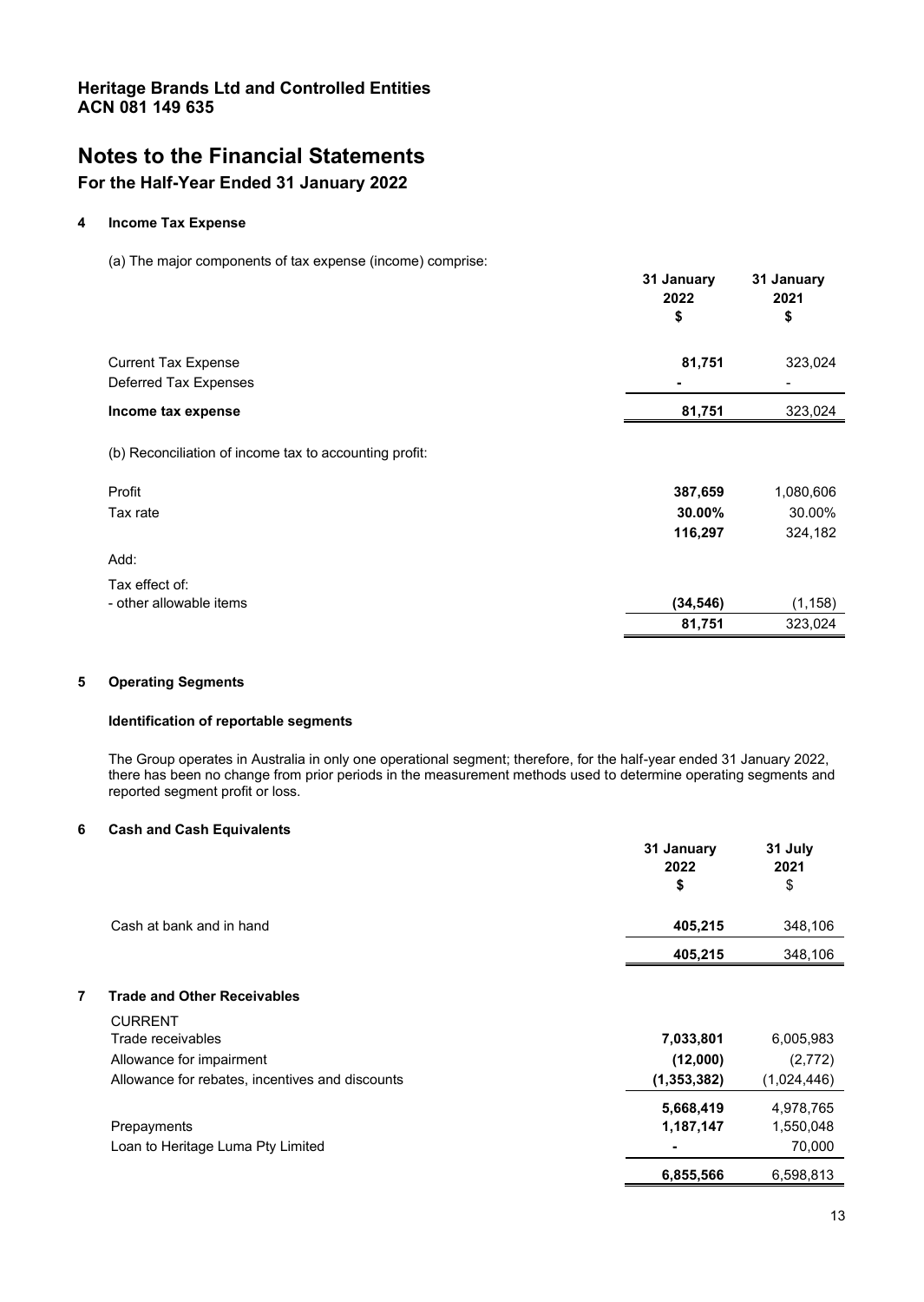# Heritage Brands Ltd and Controlled Entities
# ACN 081 149 635

# Notes to the Financial Statements

## For the Half-Year Ended 31 January 2022

### 4 Income Tax Expense

(a) The major components of tax expense (income) comprise:

| | 31 January 2022 $ | 31 January 2021 $ |
|---|---|---|
| Current Tax Expense | **81,751** | 323,024 |
| Deferred Tax Expenses | **-** | - |
| **Income tax expense** | **81,751** | 323,024 |

(b) Reconciliation of income tax to accounting profit:

| | 31 January 2022 $ | 31 January 2021 $ |
|---|---|---|
| Profit | **387,659** | 1,080,606 |
| Tax rate | **30.00%** | 30.00% |
| | **116,297** | 324,182 |
| Add: | | |
| Tax effect of: | | |
| - other allowable items | **(34,546)** | (1,158) |
| | **81,751** | 323,024 |

### 5 Operating Segments

**Identification of reportable segments**

The Group operates in Australia in only one operational segment; therefore, for the half-year ended 31 January 2022, there has been no change from prior periods in the measurement methods used to determine operating segments and reported segment profit or loss.

### 6 Cash and Cash Equivalents

| | 31 January 2022 $ | 31 July 2021 $ |
|---|---|---|
| Cash at bank and in hand | **405,215** | 348,106 |
| | **405,215** | 348,106 |

### 7 Trade and Other Receivables

| | 31 January 2022 $ | 31 July 2021 $ |
|---|---|---|
| CURRENT | | |
| Trade receivables | **7,033,801** | 6,005,983 |
| Allowance for impairment | **(12,000)** | (2,772) |
| Allowance for rebates, incentives and discounts | **(1,353,382)** | (1,024,446) |
| | **5,668,419** | 4,978,765 |
| Prepayments | **1,187,147** | 1,550,048 |
| Loan to Heritage Luma Pty Limited | **-** | 70,000 |
| | **6,855,566** | 6,598,813 |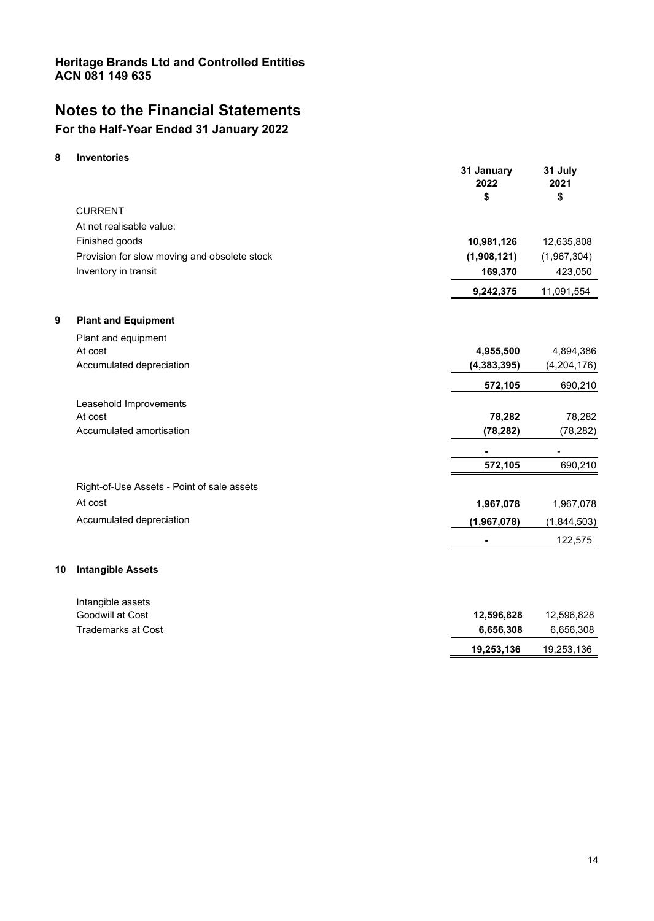# Heritage Brands Ltd and Controlled Entities
ACN 081 149 635

# Notes to the Financial Statements
## For the Half-Year Ended 31 January 2022

### 8 Inventories

| | 31 January 2022 $ | 31 July 2021 $ |
|---|---|---|
| CURRENT | | |
| At net realisable value: | | |
| Finished goods | **10,981,126** | 12,635,808 |
| Provision for slow moving and obsolete stock | **(1,908,121)** | (1,967,304) |
| Inventory in transit | **169,370** | 423,050 |
| | **9,242,375** | 11,091,554 |

### 9 Plant and Equipment

| | 31 January 2022 $ | 31 July 2021 $ |
|---|---|---|
| Plant and equipment | | |
| At cost | **4,955,500** | 4,894,386 |
| Accumulated depreciation | **(4,383,395)** | (4,204,176) |
| | **572,105** | 690,210 |
| Leasehold Improvements | | |
| At cost | **78,282** | 78,282 |
| Accumulated amortisation | **(78,282)** | (78,282) |
| | **-** | - |
| | **572,105** | 690,210 |
| Right-of-Use Assets - Point of sale assets | | |
| At cost | **1,967,078** | 1,967,078 |
| Accumulated depreciation | **(1,967,078)** | (1,844,503) |
| | **-** | 122,575 |

### 10 Intangible Assets

| | 31 January 2022 $ | 31 July 2021 $ |
|---|---|---|
| Intangible assets | | |
| Goodwill at Cost | **12,596,828** | 12,596,828 |
| Trademarks at Cost | **6,656,308** | 6,656,308 |
| | **19,253,136** | 19,253,136 |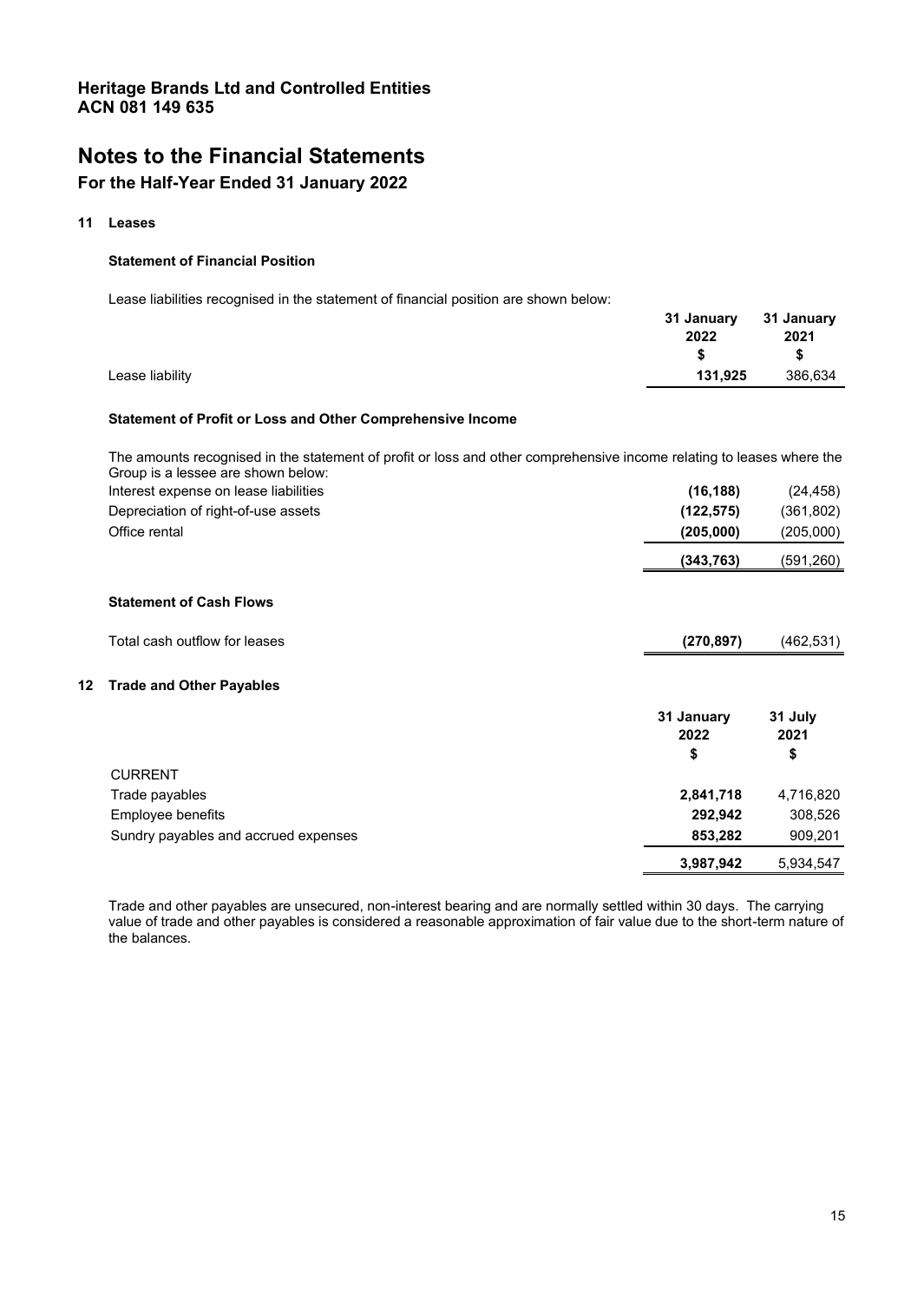# Heritage Brands Ltd and Controlled Entities
# ACN 081 149 635

# Notes to the Financial Statements

## For the Half-Year Ended 31 January 2022

### 11 Leases

#### Statement of Financial Position

Lease liabilities recognised in the statement of financial position are shown below:

| | 31 January 2022 $ | 31 January 2021 $ |
|---|---|---|
| Lease liability | **131,925** | 386,634 |

#### Statement of Profit or Loss and Other Comprehensive Income

The amounts recognised in the statement of profit or loss and other comprehensive income relating to leases where the Group is a lessee are shown below:

| | | |
|---|---|---|
| Interest expense on lease liabilities | **(16,188)** | (24,458) |
| Depreciation of right-of-use assets | **(122,575)** | (361,802) |
| Office rental | **(205,000)** | (205,000) |
| | **(343,763)** | (591,260) |

#### Statement of Cash Flows

| | | |
|---|---|---|
| Total cash outflow for leases | **(270,897)** | (462,531) |

### 12 Trade and Other Payables

| | 31 January 2022 $ | 31 July 2021 $ |
|---|---|---|
| CURRENT | | |
| Trade payables | **2,841,718** | 4,716,820 |
| Employee benefits | **292,942** | 308,526 |
| Sundry payables and accrued expenses | **853,282** | 909,201 |
| | **3,987,942** | 5,934,547 |

Trade and other payables are unsecured, non-interest bearing and are normally settled within 30 days. The carrying value of trade and other payables is considered a reasonable approximation of fair value due to the short-term nature of the balances.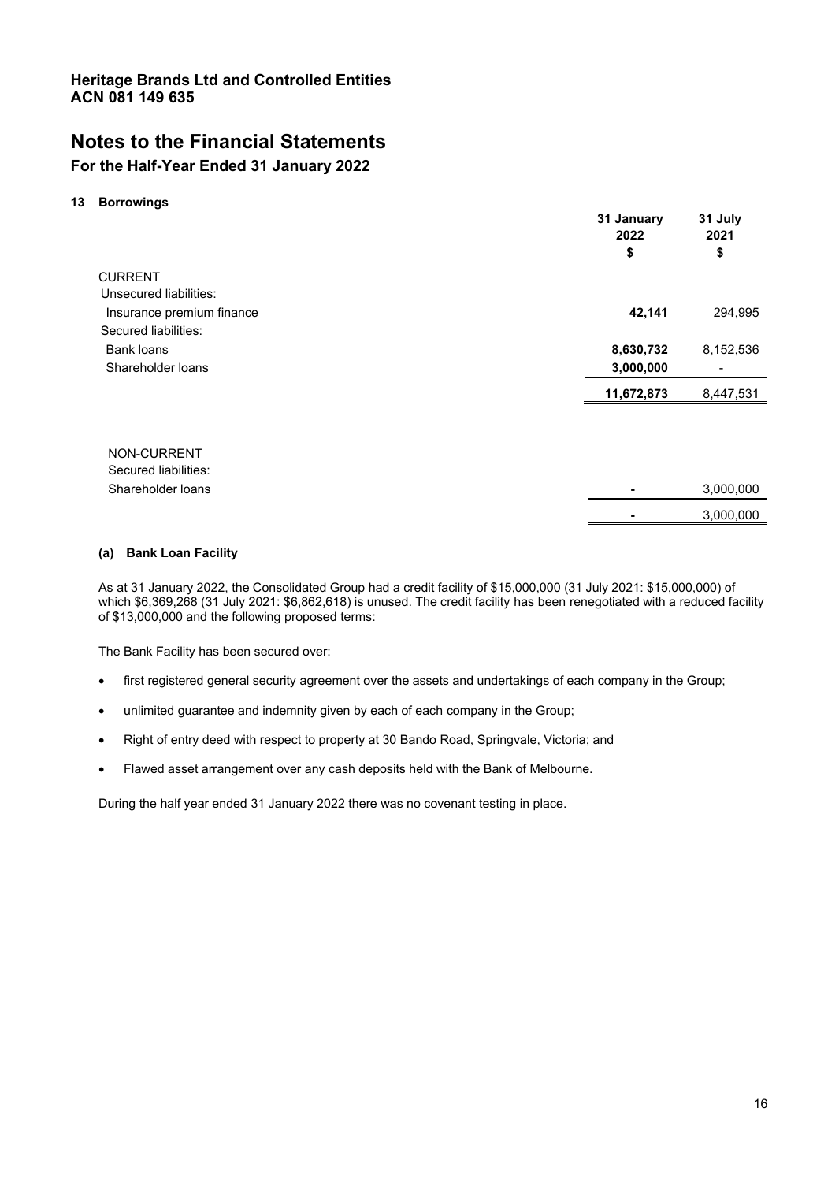## Heritage Brands Ltd and Controlled Entities
## ACN 081 149 635

# Notes to the Financial Statements

## For the Half-Year Ended 31 January 2022

### 13 Borrowings

| | 31 January 2022 $ | 31 July 2021 $ |
|---|---|---|
| CURRENT | | |
| Unsecured liabilities: | | |
| Insurance premium finance | **42,141** | 294,995 |
| Secured liabilities: | | |
| Bank loans | **8,630,732** | 8,152,536 |
| Shareholder loans | **3,000,000** | - |
| | **11,672,873** | 8,447,531 |

| | 31 January 2022 $ | 31 July 2021 $ |
|---|---|---|
| NON-CURRENT | | |
| Secured liabilities: | | |
| Shareholder loans | **-** | 3,000,000 |
| | **-** | 3,000,000 |

#### (a) Bank Loan Facility

As at 31 January 2022, the Consolidated Group had a credit facility of $15,000,000 (31 July 2021: $15,000,000) of which $6,369,268 (31 July 2021: $6,862,618) is unused. The credit facility has been renegotiated with a reduced facility of $13,000,000 and the following proposed terms:

The Bank Facility has been secured over:

- first registered general security agreement over the assets and undertakings of each company in the Group;
- unlimited guarantee and indemnity given by each of each company in the Group;
- Right of entry deed with respect to property at 30 Bando Road, Springvale, Victoria; and
- Flawed asset arrangement over any cash deposits held with the Bank of Melbourne.

During the half year ended 31 January 2022 there was no covenant testing in place.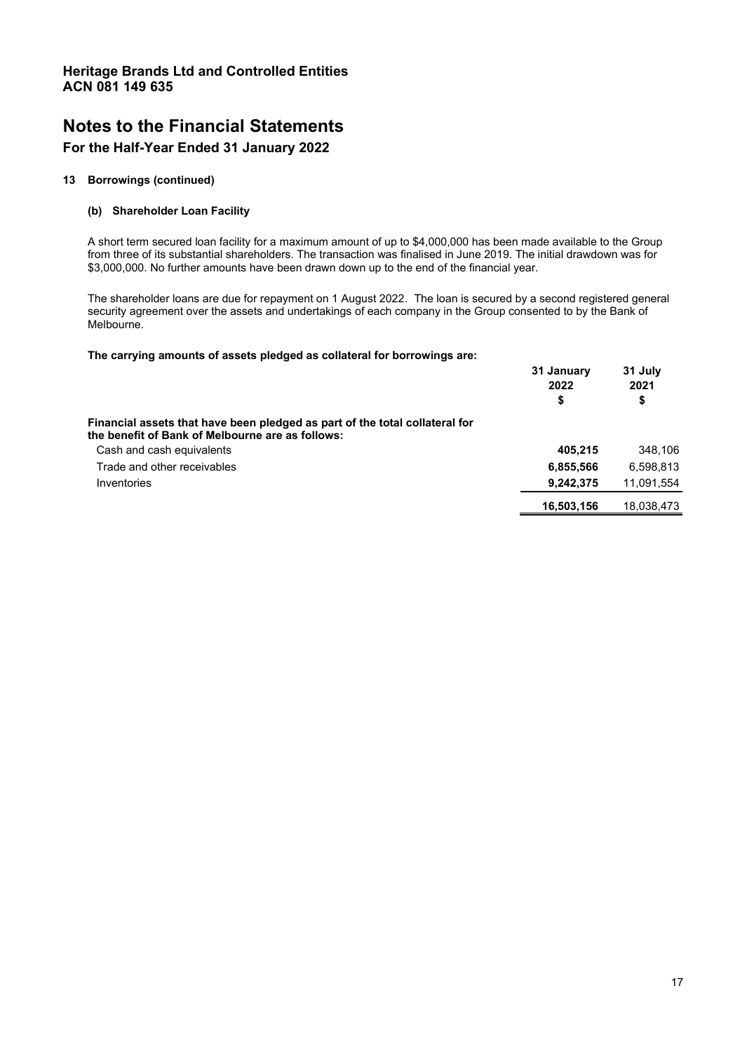# Heritage Brands Ltd and Controlled Entities
# ACN 081 149 635

# Notes to the Financial Statements

## For the Half-Year Ended 31 January 2022

### 13 Borrowings (continued)

#### (b) Shareholder Loan Facility

A short term secured loan facility for a maximum amount of up to $4,000,000 has been made available to the Group from three of its substantial shareholders. The transaction was finalised in June 2019. The initial drawdown was for $3,000,000. No further amounts have been drawn down up to the end of the financial year.

The shareholder loans are due for repayment on 1 August 2022. The loan is secured by a second registered general security agreement over the assets and undertakings of each company in the Group consented to by the Bank of Melbourne.

**The carrying amounts of assets pledged as collateral for borrowings are:**

| | 31 January 2022 $ | 31 July 2021 $ |
|---|---|---|
| **Financial assets that have been pledged as part of the total collateral for the benefit of Bank of Melbourne are as follows:** | | |
| Cash and cash equivalents | **405,215** | 348,106 |
| Trade and other receivables | **6,855,566** | 6,598,813 |
| Inventories | **9,242,375** | 11,091,554 |
| | **16,503,156** | 18,038,473 |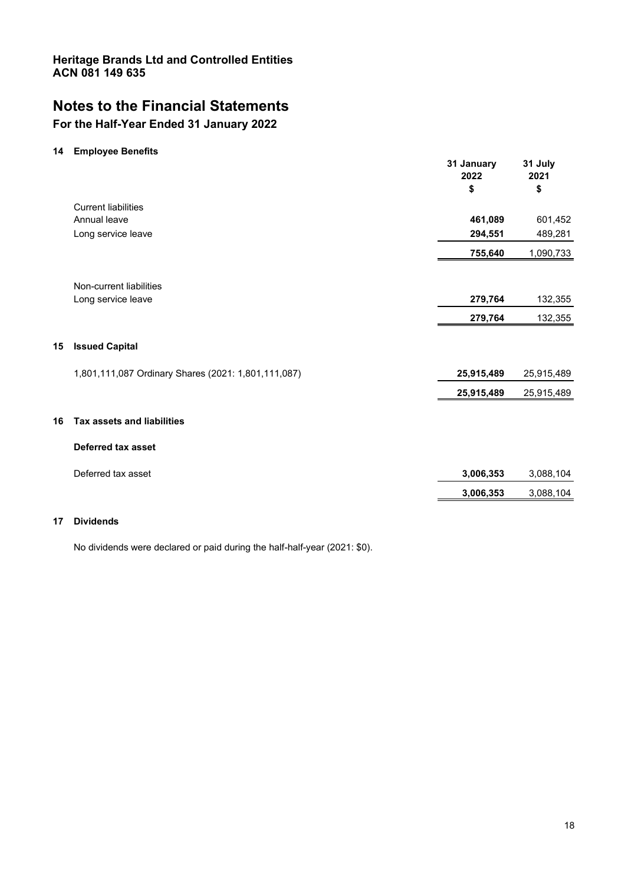**Heritage Brands Ltd and Controlled Entities**
**ACN 081 149 635**

# Notes to the Financial Statements

## For the Half-Year Ended 31 January 2022

### 14 Employee Benefits

| | 31 January 2022 $ | 31 July 2021 $ |
|---|---|---|
| Current liabilities | | |
| Annual leave | **461,089** | 601,452 |
| Long service leave | **294,551** | 489,281 |
| | **755,640** | 1,090,733 |
| | | |
| Non-current liabilities | | |
| Long service leave | **279,764** | 132,355 |
| | **279,764** | 132,355 |

### 15 Issued Capital

| | 31 January 2022 $ | 31 July 2021 $ |
|---|---|---|
| 1,801,111,087 Ordinary Shares (2021: 1,801,111,087) | **25,915,489** | 25,915,489 |
| | **25,915,489** | 25,915,489 |

### 16 Tax assets and liabilities

**Deferred tax asset**

| | 31 January 2022 $ | 31 July 2021 $ |
|---|---|---|
| Deferred tax asset | **3,006,353** | 3,088,104 |
| | **3,006,353** | 3,088,104 |

### 17 Dividends

No dividends were declared or paid during the half-half-year (2021: $0).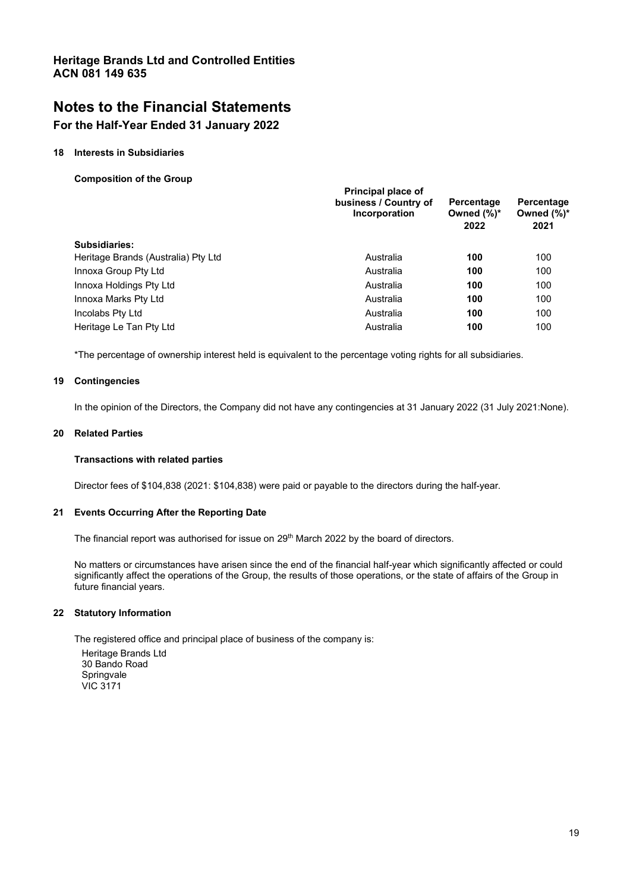**Heritage Brands Ltd and Controlled Entities**
**ACN 081 149 635**

# Notes to the Financial Statements

## For the Half-Year Ended 31 January 2022

### 18 Interests in Subsidiaries

**Composition of the Group**

| | Principal place of business / Country of Incorporation | Percentage Owned (%)* 2022 | Percentage Owned (%)* 2021 |
|---|---|---|---|
| **Subsidiaries:** | | | |
| Heritage Brands (Australia) Pty Ltd | Australia | **100** | 100 |
| Innoxa Group Pty Ltd | Australia | **100** | 100 |
| Innoxa Holdings Pty Ltd | Australia | **100** | 100 |
| Innoxa Marks Pty Ltd | Australia | **100** | 100 |
| Incolabs Pty Ltd | Australia | **100** | 100 |
| Heritage Le Tan Pty Ltd | Australia | **100** | 100 |

*The percentage of ownership interest held is equivalent to the percentage voting rights for all subsidiaries.

### 19 Contingencies

In the opinion of the Directors, the Company did not have any contingencies at 31 January 2022 (31 July 2021:None).

### 20 Related Parties

**Transactions with related parties**

Director fees of $104,838 (2021: $104,838) were paid or payable to the directors during the half-year.

### 21 Events Occurring After the Reporting Date

The financial report was authorised for issue on 29th March 2022 by the board of directors.

No matters or circumstances have arisen since the end of the financial half-year which significantly affected or could significantly affect the operations of the Group, the results of those operations, or the state of affairs of the Group in future financial years.

### 22 Statutory Information

The registered office and principal place of business of the company is:

Heritage Brands Ltd
30 Bando Road
Springvale
VIC 3171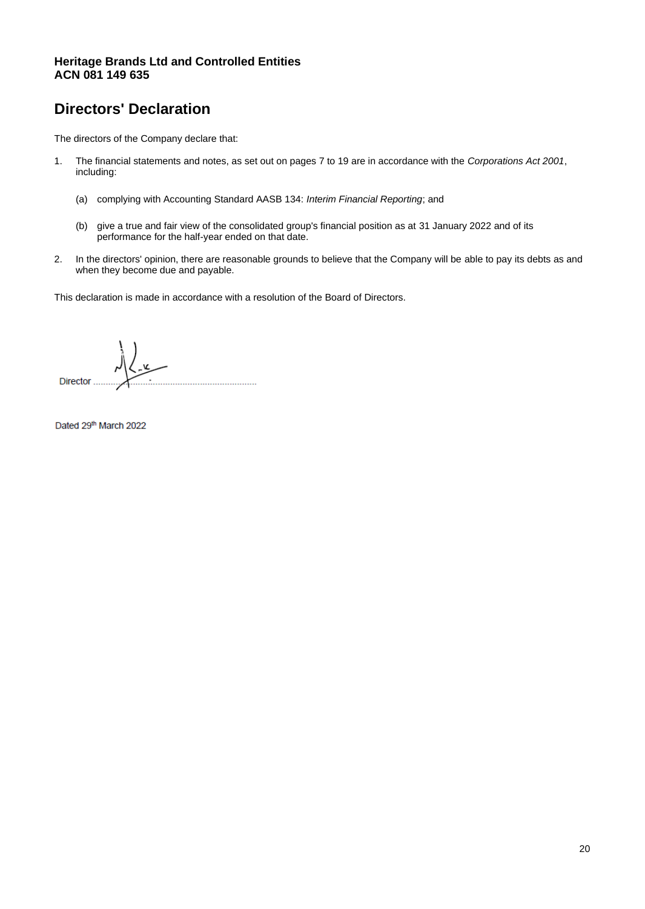**Heritage Brands Ltd and Controlled Entities**
**ACN 081 149 635**

# Directors' Declaration

The directors of the Company declare that:

1. The financial statements and notes, as set out on pages 7 to 19 are in accordance with the *Corporations Act 2001*, including:

   (a) complying with Accounting Standard AASB 134: *Interim Financial Reporting*; and

   (b) give a true and fair view of the consolidated group's financial position as at 31 January 2022 and of its performance for the half-year ended on that date.

2. In the directors' opinion, there are reasonable grounds to believe that the Company will be able to pay its debts as and when they become due and payable.

This declaration is made in accordance with a resolution of the Board of Directors.

Director ..........................................................................

Dated 29th March 2022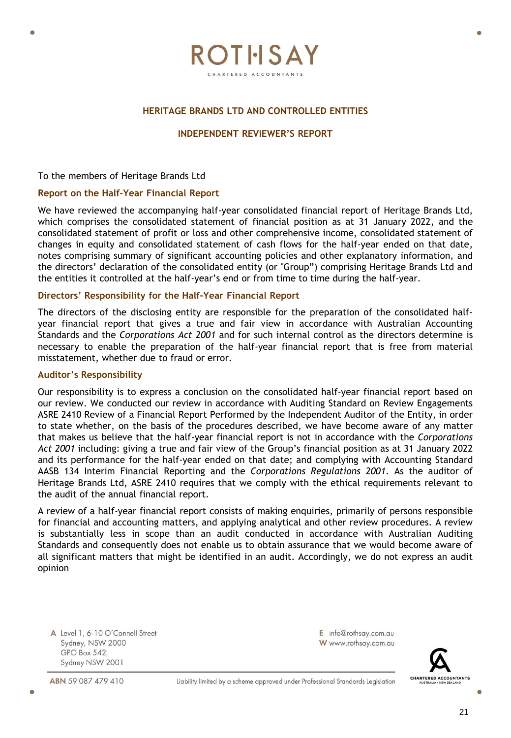ROTHSAY

CHARTERED ACCOUNTANTS

## HERITAGE BRANDS LTD AND CONTROLLED ENTITIES

## INDEPENDENT REVIEWER'S REPORT

To the members of Heritage Brands Ltd

### Report on the Half-Year Financial Report

We have reviewed the accompanying half-year consolidated financial report of Heritage Brands Ltd, which comprises the consolidated statement of financial position as at 31 January 2022, and the consolidated statement of profit or loss and other comprehensive income, consolidated statement of changes in equity and consolidated statement of cash flows for the half-year ended on that date, notes comprising summary of significant accounting policies and other explanatory information, and the directors' declaration of the consolidated entity (or "Group") comprising Heritage Brands Ltd and the entities it controlled at the half-year's end or from time to time during the half-year.

### Directors' Responsibility for the Half-Year Financial Report

The directors of the disclosing entity are responsible for the preparation of the consolidated half-year financial report that gives a true and fair view in accordance with Australian Accounting Standards and the *Corporations Act 2001* and for such internal control as the directors determine is necessary to enable the preparation of the half-year financial report that is free from material misstatement, whether due to fraud or error.

### Auditor's Responsibility

Our responsibility is to express a conclusion on the consolidated half-year financial report based on our review. We conducted our review in accordance with Auditing Standard on Review Engagements ASRE 2410 Review of a Financial Report Performed by the Independent Auditor of the Entity, in order to state whether, on the basis of the procedures described, we have become aware of any matter that makes us believe that the half-year financial report is not in accordance with the *Corporations Act 2001* including: giving a true and fair view of the Group's financial position as at 31 January 2022 and its performance for the half-year ended on that date; and complying with Accounting Standard AASB 134 Interim Financial Reporting and the *Corporations Regulations 2001*. As the auditor of Heritage Brands Ltd, ASRE 2410 requires that we comply with the ethical requirements relevant to the audit of the annual financial report.

A review of a half-year financial report consists of making enquiries, primarily of persons responsible for financial and accounting matters, and applying analytical and other review procedures. A review is substantially less in scope than an audit conducted in accordance with Australian Auditing Standards and consequently does not enable us to obtain assurance that we would become aware of all significant matters that might be identified in an audit. Accordingly, we do not express an audit opinion

A Level 1, 6-10 O'Connell Street
Sydney, NSW 2000
GPO Box 542,
Sydney NSW 2001

E info@rothsay.com.au
W www.rothsay.com.au

ABN 59 087 479 410

Liability limited by a scheme approved under Professional Standards Legislation

CHARTERED ACCOUNTANTS AUSTRALIA • NEW ZEALAND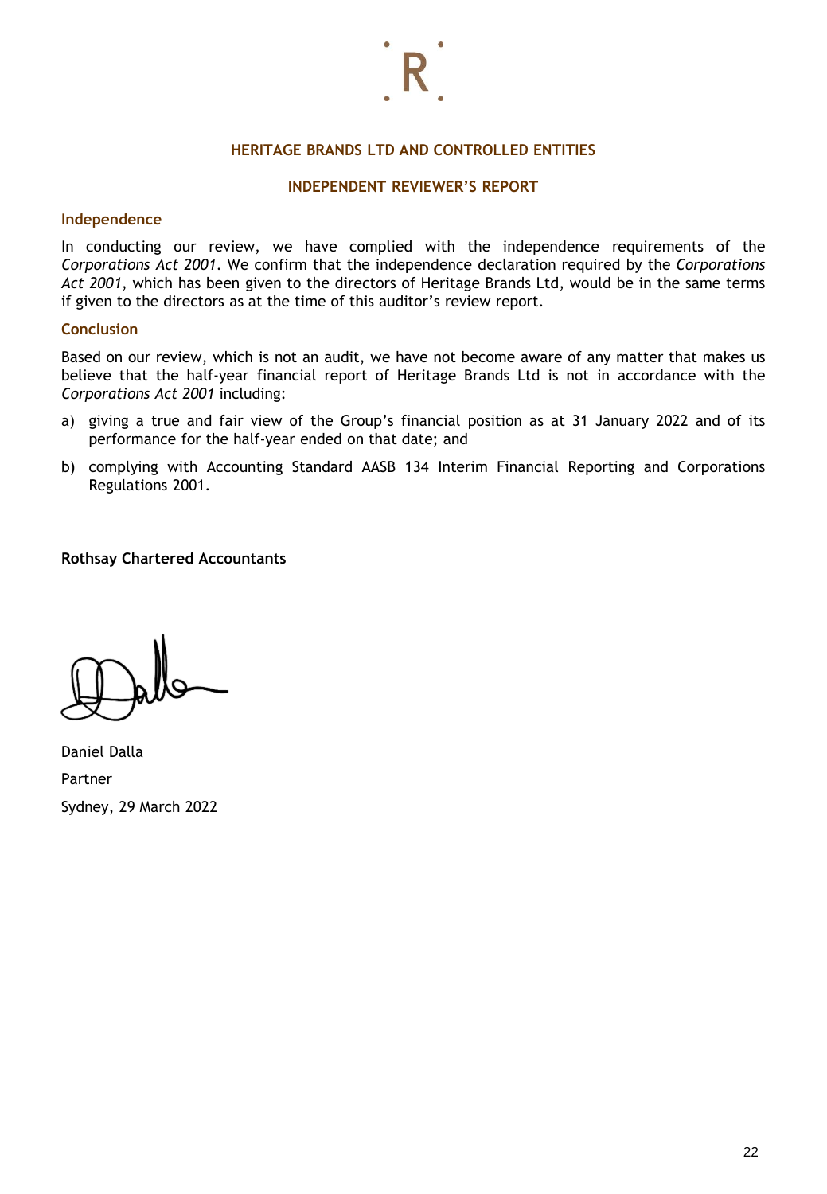## HERITAGE BRANDS LTD AND CONTROLLED ENTITIES

## INDEPENDENT REVIEWER'S REPORT

### Independence

In conducting our review, we have complied with the independence requirements of the *Corporations Act 2001*. We confirm that the independence declaration required by the *Corporations Act 2001*, which has been given to the directors of Heritage Brands Ltd, would be in the same terms if given to the directors as at the time of this auditor's review report.

### Conclusion

Based on our review, which is not an audit, we have not become aware of any matter that makes us believe that the half-year financial report of Heritage Brands Ltd is not in accordance with the *Corporations Act 2001* including:

a) giving a true and fair view of the Group's financial position as at 31 January 2022 and of its performance for the half-year ended on that date; and

b) complying with Accounting Standard AASB 134 Interim Financial Reporting and Corporations Regulations 2001.

**Rothsay Chartered Accountants**

Daniel Dalla

Partner

Sydney, 29 March 2022